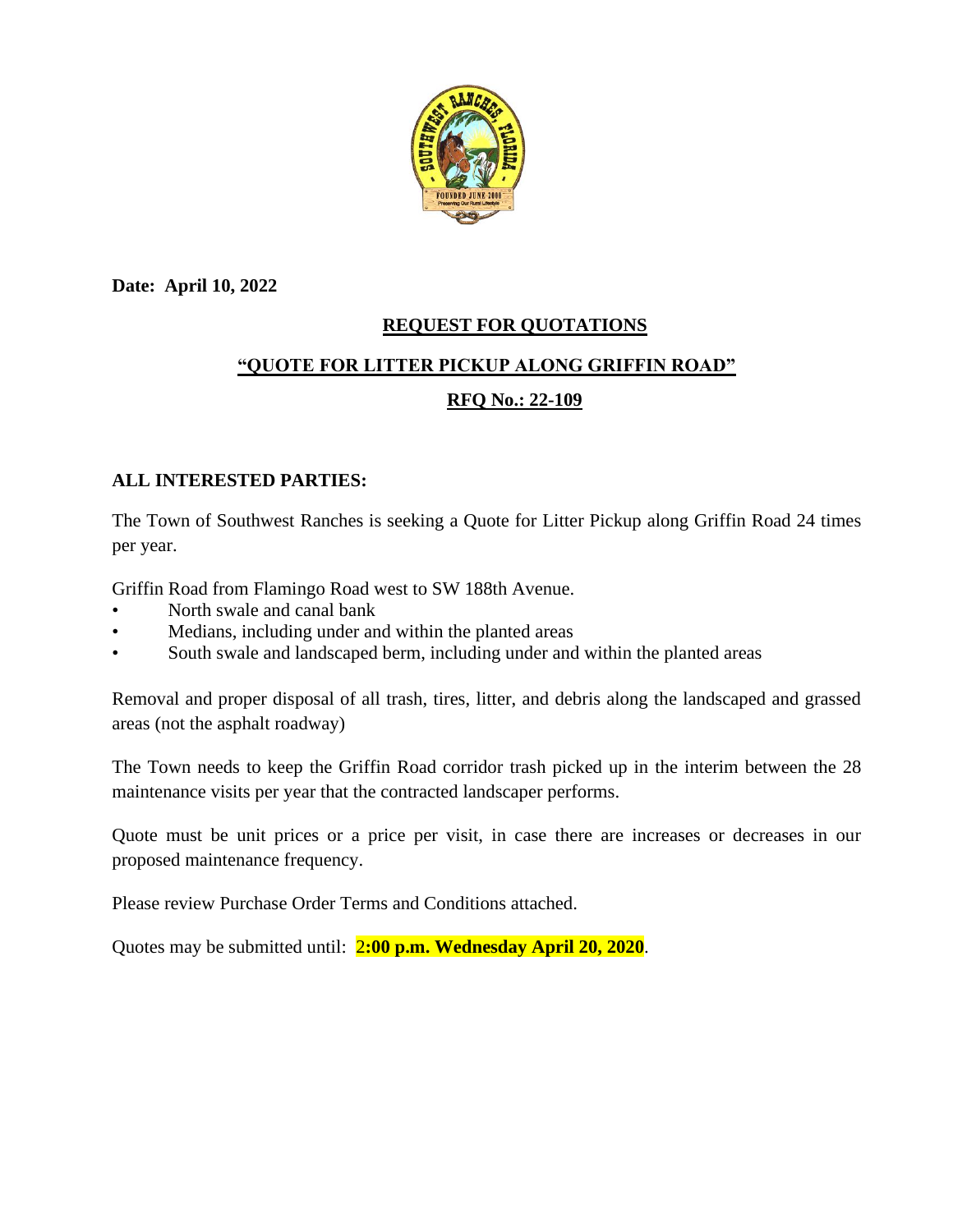**Date: April 10, 2022**

## REQUEST FOR QUOTATIONS

## "QUOTE FOR LITTER PICKUP ALONG GRIFFIN ROAD"

## RFQ No.: 22-109

**ALL INTERESTED PARTIES:**

The Town of Southwest Ranches is seeking a Quote for Litter Pickup along Griffin Road 24 times per year.

Griffin Road from Flamingo Road west to SW 188th Avenue.

- North swale and canal bank
- Medians, including under and within the planted areas
- South swale and landscaped berm, including under and within the planted areas

Removal and proper disposal of all trash, tires, litter, and debris along the landscaped and grassed areas (not the asphalt roadway)

The Town needs to keep the Griffin Road corridor trash picked up in the interim between the 28 maintenance visits per year that the contracted landscaper performs.

Quote must be unit prices or a price per visit, in case there are increases or decreases in our proposed maintenance frequency.

Please review Purchase Order Terms and Conditions attached.

Quotes may be submitted until: **2:00 p.m. Wednesday April 20, 2020**.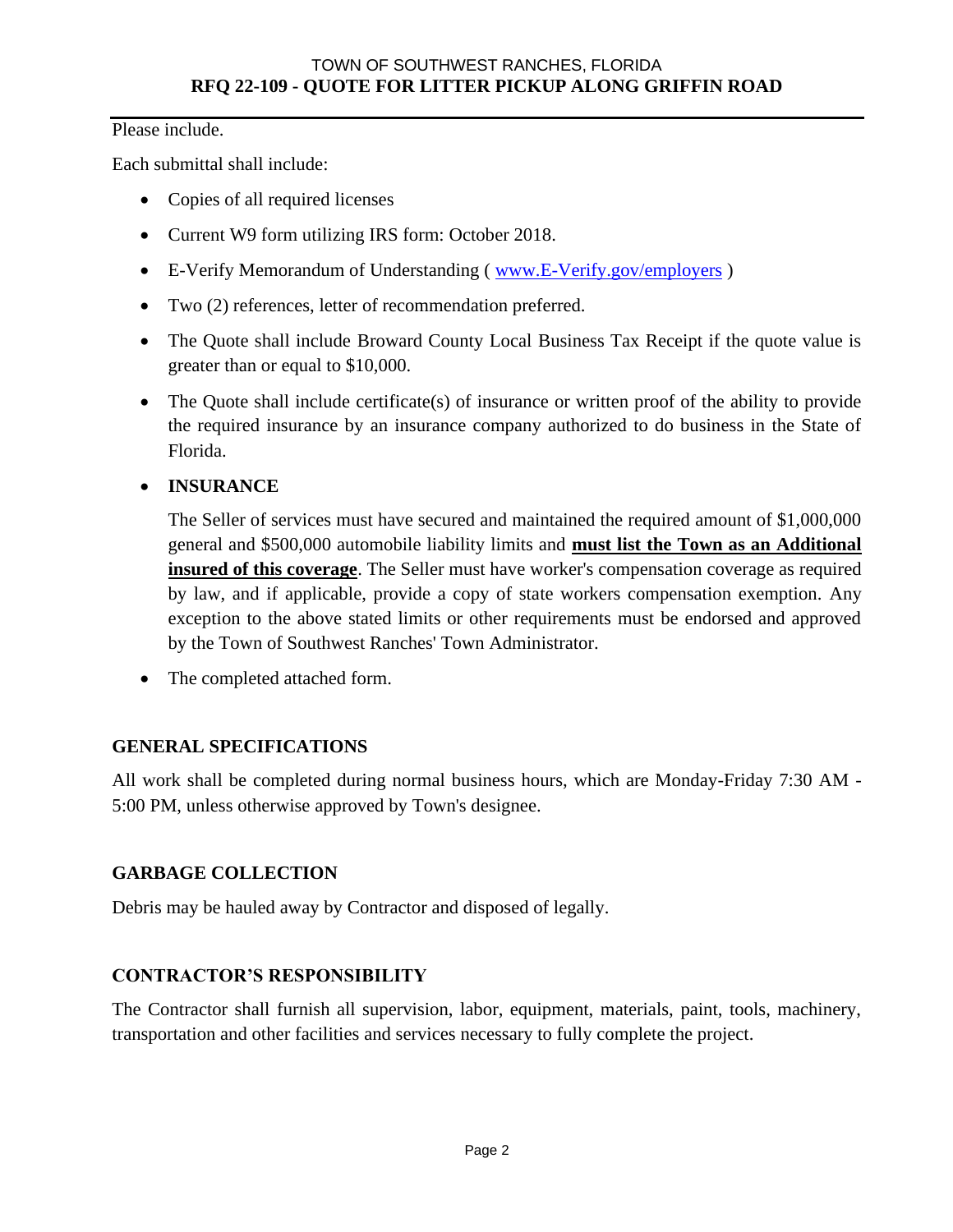Please include.

Each submittal shall include:

- Copies of all required licenses
- Current W9 form utilizing IRS form: October 2018.
- E-Verify Memorandum of Understanding ( [www.E-Verify.gov/employers](http://www.E-Verify.gov/employers) )
- Two (2) references, letter of recommendation preferred.
- The Quote shall include Broward County Local Business Tax Receipt if the quote value is greater than or equal to $10,000.
- The Quote shall include certificate(s) of insurance or written proof of the ability to provide the required insurance by an insurance company authorized to do business in the State of Florida.
- **INSURANCE**

  The Seller of services must have secured and maintained the required amount of $1,000,000 general and $500,000 automobile liability limits and **<u>must list the Town as an Additional insured of this coverage</u>**. The Seller must have worker's compensation coverage as required by law, and if applicable, provide a copy of state workers compensation exemption. Any exception to the above stated limits or other requirements must be endorsed and approved by the Town of Southwest Ranches' Town Administrator.

- The completed attached form.

## GENERAL SPECIFICATIONS

All work shall be completed during normal business hours, which are Monday-Friday 7:30 AM - 5:00 PM, unless otherwise approved by Town's designee.

## GARBAGE COLLECTION

Debris may be hauled away by Contractor and disposed of legally.

## CONTRACTOR'S RESPONSIBILITY

The Contractor shall furnish all supervision, labor, equipment, materials, paint, tools, machinery, transportation and other facilities and services necessary to fully complete the project.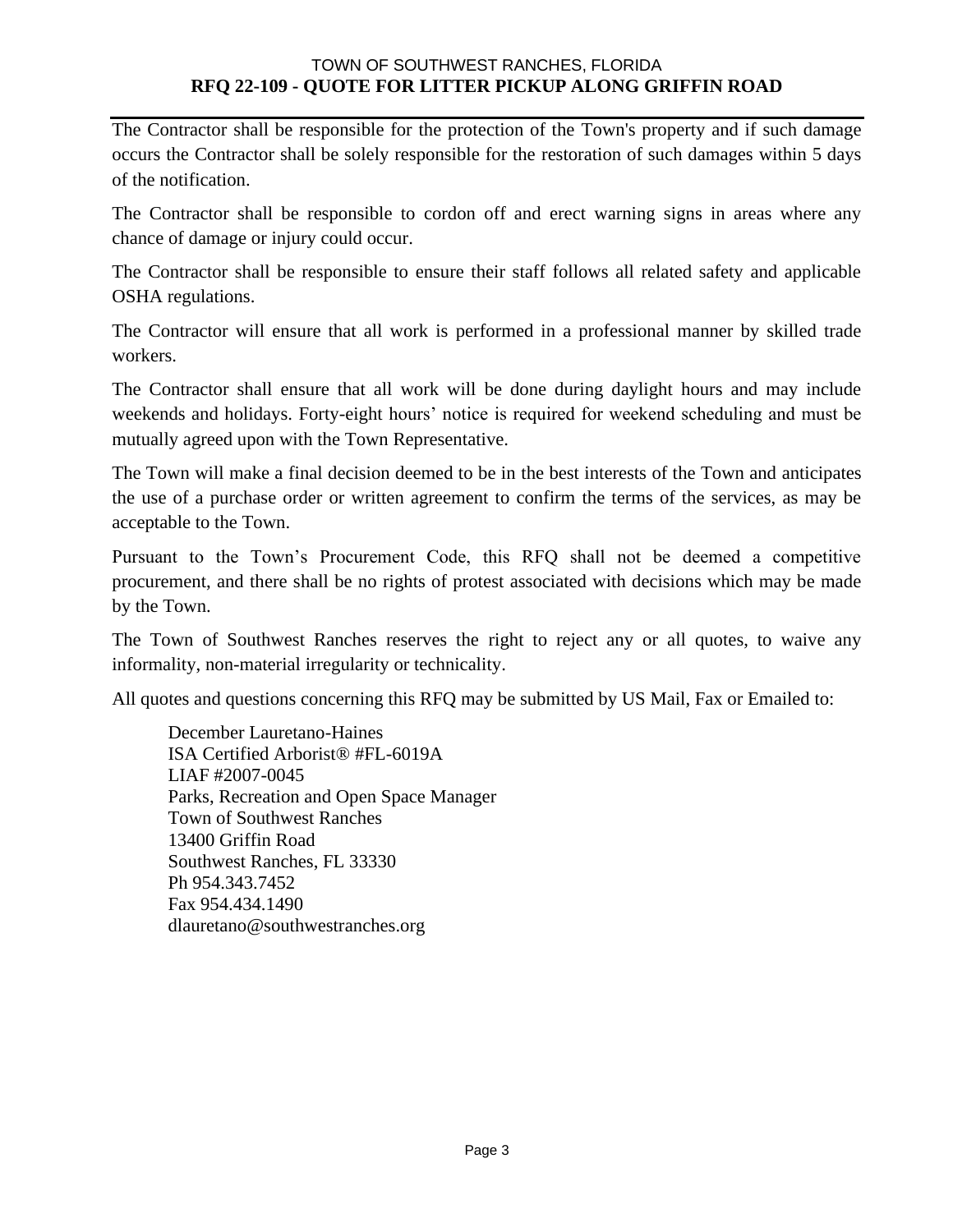The Contractor shall be responsible for the protection of the Town's property and if such damage occurs the Contractor shall be solely responsible for the restoration of such damages within 5 days of the notification.

The Contractor shall be responsible to cordon off and erect warning signs in areas where any chance of damage or injury could occur.

The Contractor shall be responsible to ensure their staff follows all related safety and applicable OSHA regulations.

The Contractor will ensure that all work is performed in a professional manner by skilled trade workers.

The Contractor shall ensure that all work will be done during daylight hours and may include weekends and holidays. Forty-eight hours' notice is required for weekend scheduling and must be mutually agreed upon with the Town Representative.

The Town will make a final decision deemed to be in the best interests of the Town and anticipates the use of a purchase order or written agreement to confirm the terms of the services, as may be acceptable to the Town.

Pursuant to the Town's Procurement Code, this RFQ shall not be deemed a competitive procurement, and there shall be no rights of protest associated with decisions which may be made by the Town.

The Town of Southwest Ranches reserves the right to reject any or all quotes, to waive any informality, non-material irregularity or technicality.

All quotes and questions concerning this RFQ may be submitted by US Mail, Fax or Emailed to:

December Lauretano-Haines
ISA Certified Arborist® #FL-6019A
LIAF #2007-0045
Parks, Recreation and Open Space Manager
Town of Southwest Ranches
13400 Griffin Road
Southwest Ranches, FL 33330
Ph 954.343.7452
Fax 954.434.1490
dlauretano@southwestranches.org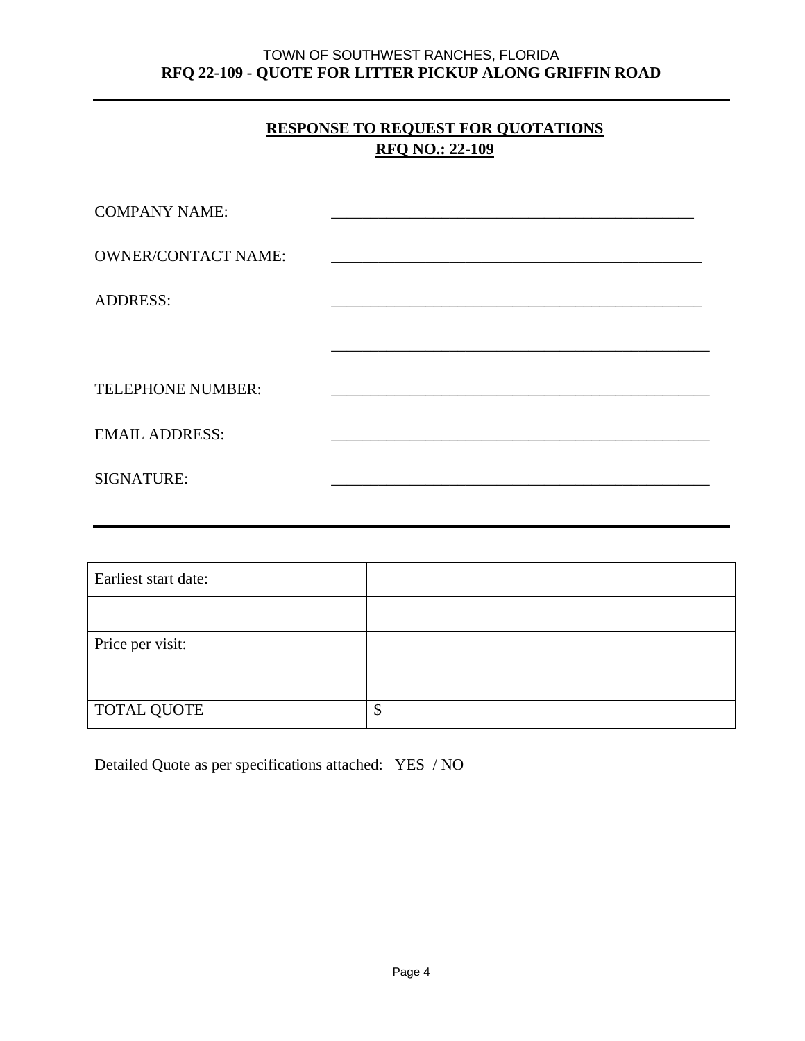TOWN OF SOUTHWEST RANCHES, FLORIDA
**RFQ 22-109 - QUOTE FOR LITTER PICKUP ALONG GRIFFIN ROAD**

## RESPONSE TO REQUEST FOR QUOTATIONS
## RFQ NO.: 22-109

COMPANY NAME: ______________________________________________

OWNER/CONTACT NAME: ______________________________________________

ADDRESS: ______________________________________________

______________________________________________

TELEPHONE NUMBER: ______________________________________________

EMAIL ADDRESS: ______________________________________________

SIGNATURE: ______________________________________________

| | |
|---|---|
| Earliest start date: | |
| | |
| Price per visit: | |
| | |
| TOTAL QUOTE | $ |

Detailed Quote as per specifications attached: YES / NO